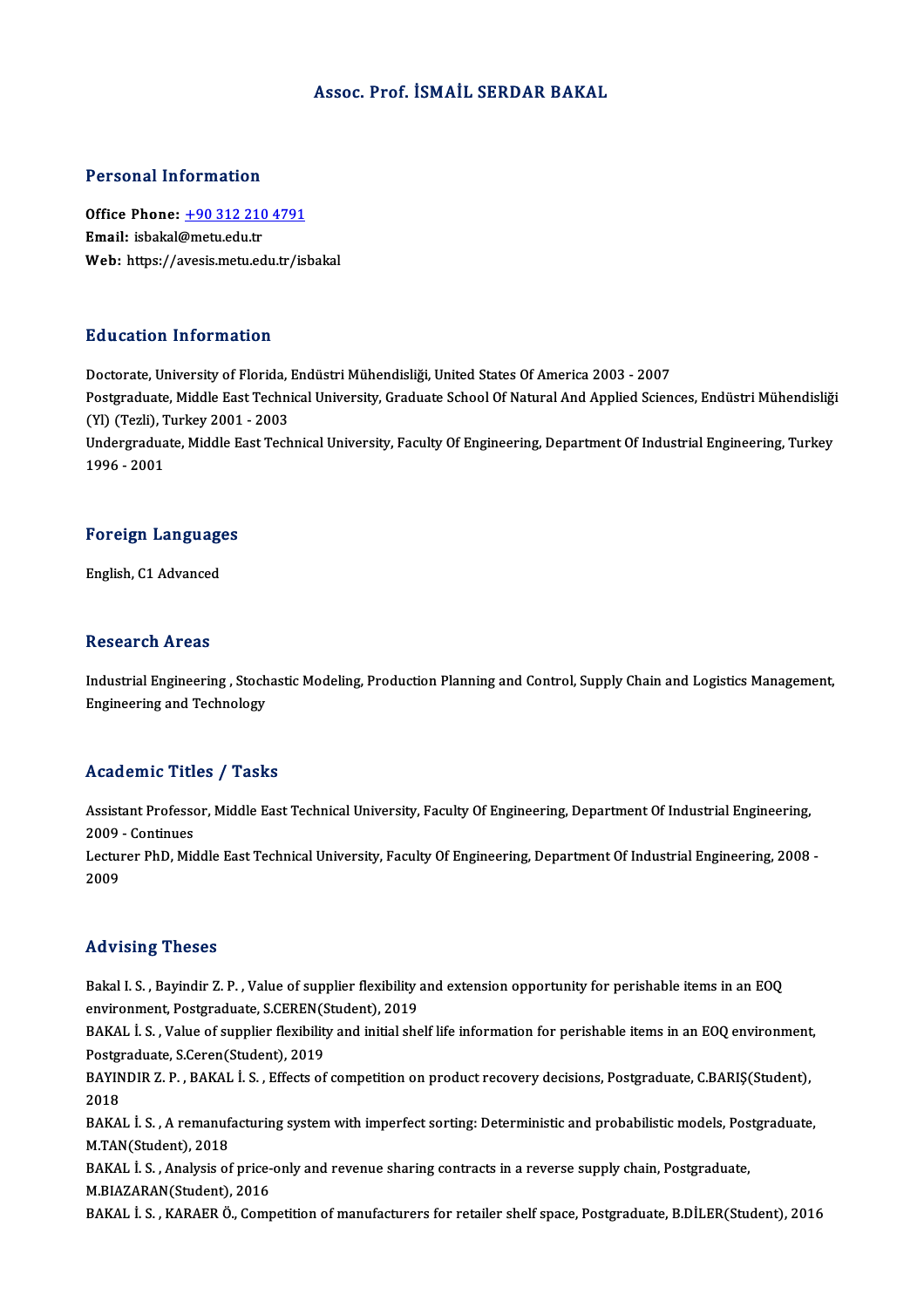# Assoc. Prof. İSMAİL SERDAR BAKAL

## Personal Information

**Office Phone:** +90 312 210 4791
**Email:** isbakal@metu.edu.tr
**Web:** https://avesis.metu.edu.tr/isbakal

## Education Information

Doctorate, University of Florida, Endüstri Mühendisliği, United States Of America 2003 - 2007
Postgraduate, Middle East Technical University, Graduate School Of Natural And Applied Sciences, Endüstri Mühendisliği (Yl) (Tezli), Turkey 2001 - 2003
Undergraduate, Middle East Technical University, Faculty Of Engineering, Department Of Industrial Engineering, Turkey 1996 - 2001

## Foreign Languages

English, C1 Advanced

## Research Areas

Industrial Engineering , Stochastic Modeling, Production Planning and Control, Supply Chain and Logistics Management, Engineering and Technology

## Academic Titles / Tasks

Assistant Professor, Middle East Technical University, Faculty Of Engineering, Department Of Industrial Engineering, 2009 - Continues
Lecturer PhD, Middle East Technical University, Faculty Of Engineering, Department Of Industrial Engineering, 2008 - 2009

## Advising Theses

Bakal I. S. , Bayindir Z. P. , Value of supplier flexibility and extension opportunity for perishable items in an EOQ environment, Postgraduate, S.CEREN(Student), 2019
BAKAL İ. S. , Value of supplier flexibility and initial shelf life information for perishable items in an EOQ environment, Postgraduate, S.Ceren(Student), 2019
BAYINDIR Z. P. , BAKAL İ. S. , Effects of competition on product recovery decisions, Postgraduate, C.BARIŞ(Student), 2018
BAKAL İ. S. , A remanufacturing system with imperfect sorting: Deterministic and probabilistic models, Postgraduate, M.TAN(Student), 2018
BAKAL İ. S. , Analysis of price-only and revenue sharing contracts in a reverse supply chain, Postgraduate, M.BIAZARAN(Student), 2016
BAKAL İ. S. , KARAER Ö., Competition of manufacturers for retailer shelf space, Postgraduate, B.DİLER(Student), 2016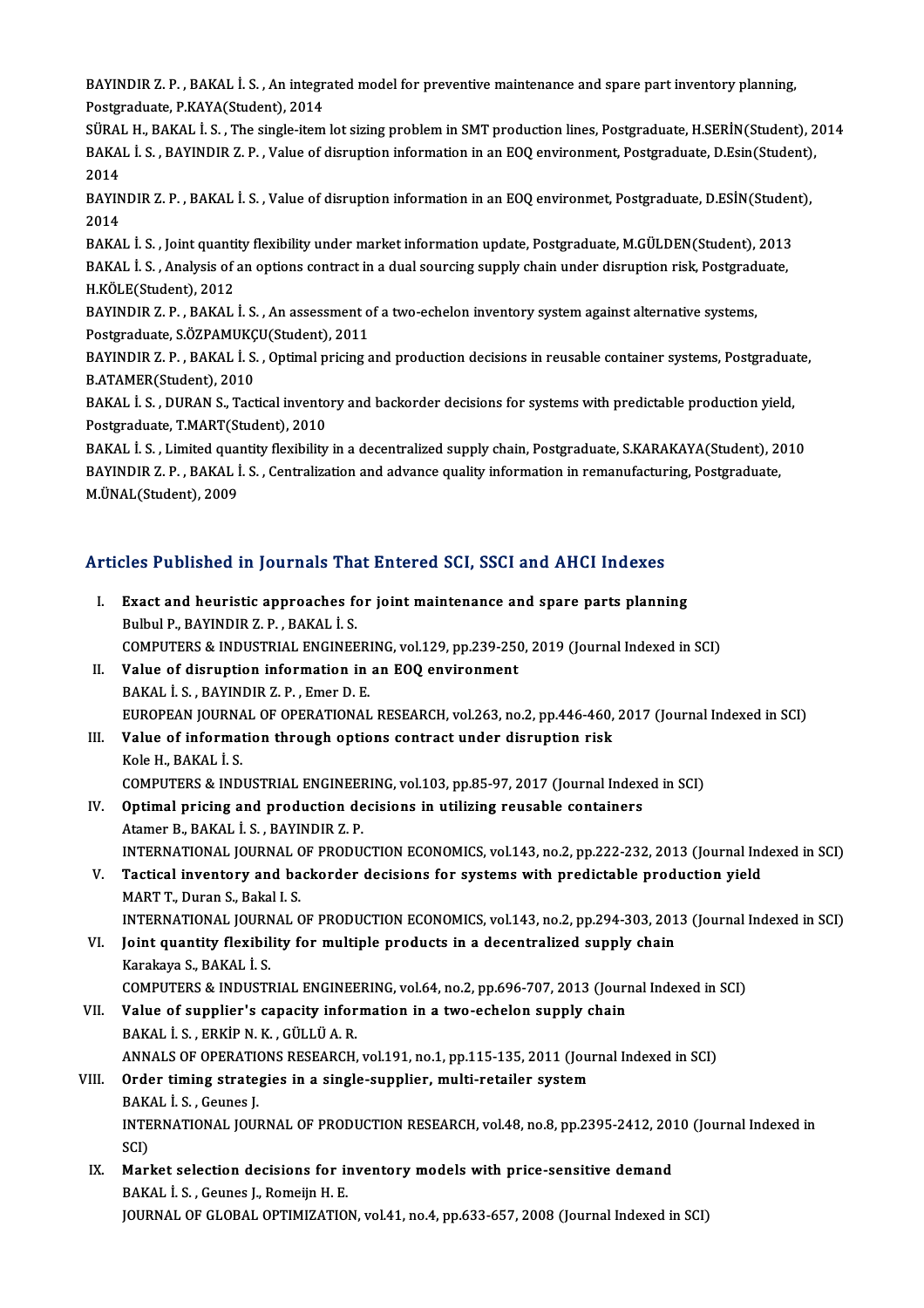BAYINDIR Z. P. , BAKAL İ. S. , An integrated model for preventive maintenance and spare part inventory planning, Postgraduate, P.KAYA(Student), 2014

SÜRAL H., BAKAL İ. S. , The single-item lot sizing problem in SMT production lines, Postgraduate, H.SERİN(Student), 2014

BAKAL İ. S. , BAYINDIR Z. P. , Value of disruption information in an EOQ environment, Postgraduate, D.Esin(Student), 2014

BAYINDIR Z. P. , BAKAL İ. S. , Value of disruption information in an EOQ environmet, Postgraduate, D.ESİN(Student), 2014

BAKAL İ. S. , Joint quantity flexibility under market information update, Postgraduate, M.GÜLDEN(Student), 2013

BAKAL İ. S. , Analysis of an options contract in a dual sourcing supply chain under disruption risk, Postgraduate, H.KÖLE(Student), 2012

BAYINDIR Z. P. , BAKAL İ. S. , An assessment of a two-echelon inventory system against alternative systems, Postgraduate, S.ÖZPAMUKÇU(Student), 2011

BAYINDIR Z. P. , BAKAL İ. S. , Optimal pricing and production decisions in reusable container systems, Postgraduate, B.ATAMER(Student), 2010

BAKAL İ. S. , DURAN S., Tactical inventory and backorder decisions for systems with predictable production yield, Postgraduate, T.MART(Student), 2010

BAKAL İ. S. , Limited quantity flexibility in a decentralized supply chain, Postgraduate, S.KARAKAYA(Student), 2010

BAYINDIR Z. P. , BAKAL İ. S. , Centralization and advance quality information in remanufacturing, Postgraduate, M.ÜNAL(Student), 2009

## Articles Published in Journals That Entered SCI, SSCI and AHCI Indexes

I. **Exact and heuristic approaches for joint maintenance and spare parts planning**
Bulbul P., BAYINDIR Z. P. , BAKAL İ. S.
COMPUTERS & INDUSTRIAL ENGINEERING, vol.129, pp.239-250, 2019 (Journal Indexed in SCI)

II. **Value of disruption information in an EOQ environment**
BAKAL İ. S. , BAYINDIR Z. P. , Emer D. E.
EUROPEAN JOURNAL OF OPERATIONAL RESEARCH, vol.263, no.2, pp.446-460, 2017 (Journal Indexed in SCI)

III. **Value of information through options contract under disruption risk**
Kole H., BAKAL İ. S.
COMPUTERS & INDUSTRIAL ENGINEERING, vol.103, pp.85-97, 2017 (Journal Indexed in SCI)

IV. **Optimal pricing and production decisions in utilizing reusable containers**
Atamer B., BAKAL İ. S. , BAYINDIR Z. P.
INTERNATIONAL JOURNAL OF PRODUCTION ECONOMICS, vol.143, no.2, pp.222-232, 2013 (Journal Indexed in SCI)

V. **Tactical inventory and backorder decisions for systems with predictable production yield**
MART T., Duran S., Bakal I. S.
INTERNATIONAL JOURNAL OF PRODUCTION ECONOMICS, vol.143, no.2, pp.294-303, 2013 (Journal Indexed in SCI)

VI. **Joint quantity flexibility for multiple products in a decentralized supply chain**
Karakaya S., BAKAL İ. S.
COMPUTERS & INDUSTRIAL ENGINEERING, vol.64, no.2, pp.696-707, 2013 (Journal Indexed in SCI)

VII. **Value of supplier's capacity information in a two-echelon supply chain**
BAKAL İ. S. , ERKİP N. K. , GÜLLÜ A. R.
ANNALS OF OPERATIONS RESEARCH, vol.191, no.1, pp.115-135, 2011 (Journal Indexed in SCI)

VIII. **Order timing strategies in a single-supplier, multi-retailer system**
BAKAL İ. S. , Geunes J.
INTERNATIONAL JOURNAL OF PRODUCTION RESEARCH, vol.48, no.8, pp.2395-2412, 2010 (Journal Indexed in SCI)

IX. **Market selection decisions for inventory models with price-sensitive demand**
BAKAL İ. S. , Geunes J., Romeijn H. E.
JOURNAL OF GLOBAL OPTIMIZATION, vol.41, no.4, pp.633-657, 2008 (Journal Indexed in SCI)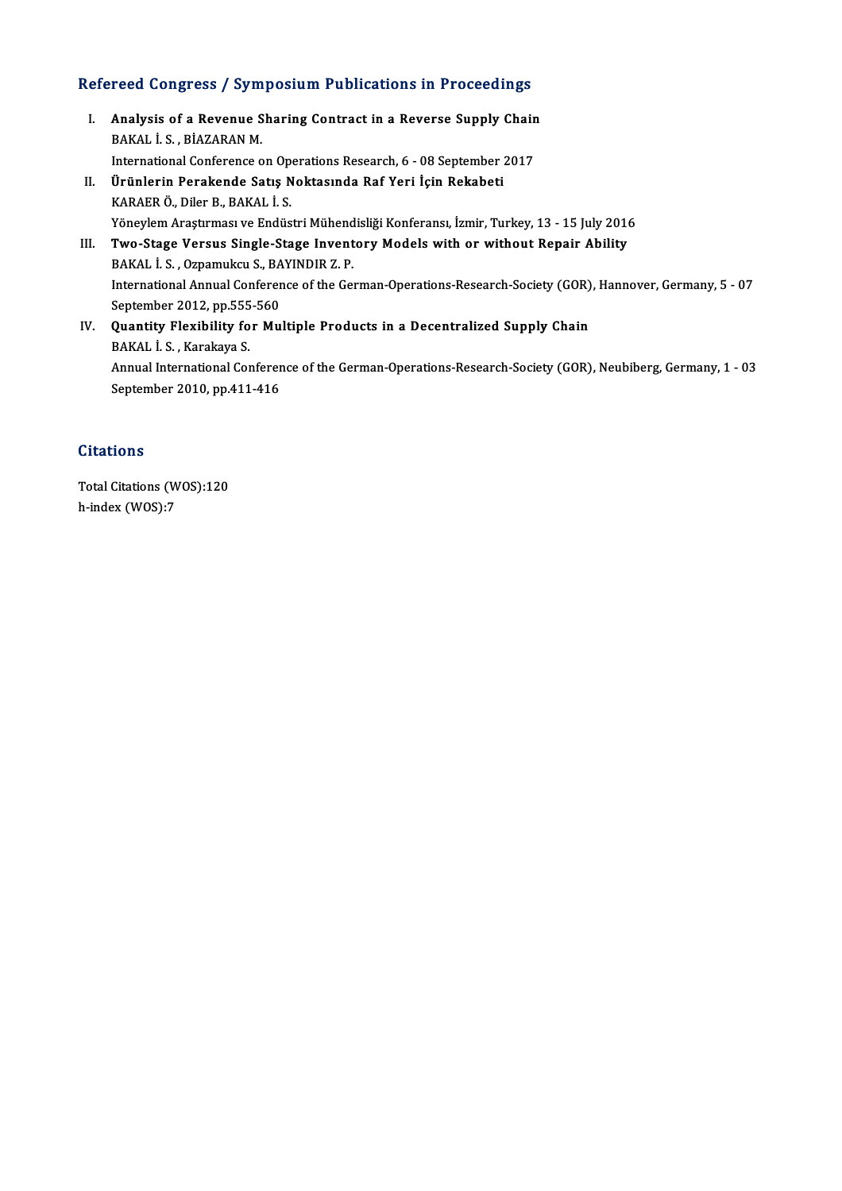## Refereed Congress / Symposium Publications in Proceedings

I. **Analysis of a Revenue Sharing Contract in a Reverse Supply Chain**
   BAKAL İ. S. , BİAZARAN M.
   International Conference on Operations Research, 6 - 08 September 2017

II. **Ürünlerin Perakende Satış Noktasında Raf Yeri İçin Rekabeti**
   KARAER Ö., Diler B., BAKAL İ. S.
   Yöneylem Araştırması ve Endüstri Mühendisliği Konferansı, İzmir, Turkey, 13 - 15 July 2016

III. **Two-Stage Versus Single-Stage Inventory Models with or without Repair Ability**
   BAKAL İ. S. , Ozpamukcu S., BAYINDIR Z. P.
   International Annual Conference of the German-Operations-Research-Society (GOR), Hannover, Germany, 5 - 07 September 2012, pp.555-560

IV. **Quantity Flexibility for Multiple Products in a Decentralized Supply Chain**
   BAKAL İ. S. , Karakaya S.
   Annual International Conference of the German-Operations-Research-Society (GOR), Neubiberg, Germany, 1 - 03 September 2010, pp.411-416

## Citations

Total Citations (WOS):120
h-index (WOS):7